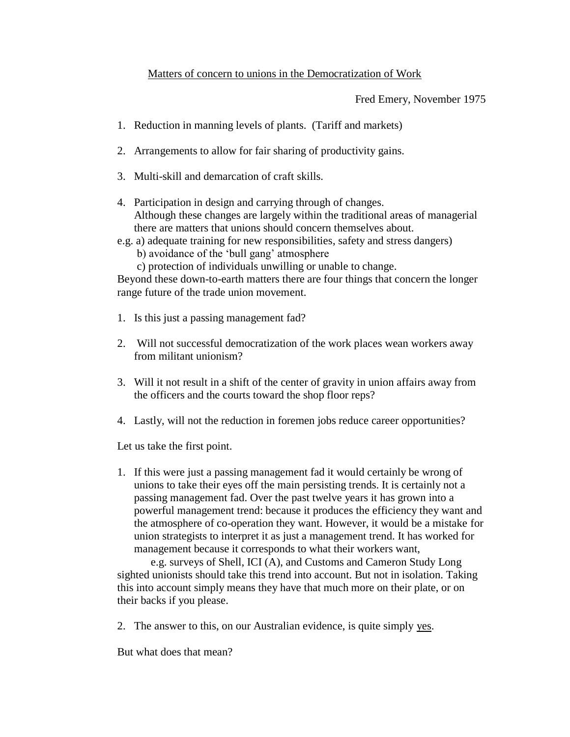<u>Matters of concern to unions in the Democratization of Work</u>

Fred Emery, November 1975

1. Reduction in manning levels of plants. (Tariff and markets)

2. Arrangements to allow for fair sharing of productivity gains.

3. Multi-skill and demarcation of craft skills.

4. Participation in design and carrying through of changes.
   Although these changes are largely within the traditional areas of managerial there are matters that unions should concern themselves about.

e.g. a) adequate training for new responsibilities, safety and stress dangers)
   b) avoidance of the 'bull gang' atmosphere
   c) protection of individuals unwilling or unable to change.

Beyond these down-to-earth matters there are four things that concern the longer range future of the trade union movement.

1. Is this just a passing management fad?

2. Will not successful democratization of the work places wean workers away from militant unionism?

3. Will it not result in a shift of the center of gravity in union affairs away from the officers and the courts toward the shop floor reps?

4. Lastly, will not the reduction in foremen jobs reduce career opportunities?

Let us take the first point.

1. If this were just a passing management fad it would certainly be wrong of unions to take their eyes off the main persisting trends. It is certainly not a passing management fad. Over the past twelve years it has grown into a powerful management trend: because it produces the efficiency they want and the atmosphere of co-operation they want. However, it would be a mistake for union strategists to interpret it as just a management trend. It has worked for management because it corresponds to what their workers want,

   e.g. surveys of Shell, ICI (A), and Customs and Cameron Study Long sighted unionists should take this trend into account. But not in isolation. Taking this into account simply means they have that much more on their plate, or on their backs if you please.

2. The answer to this, on our Australian evidence, is quite simply <u>yes</u>.

But what does that mean?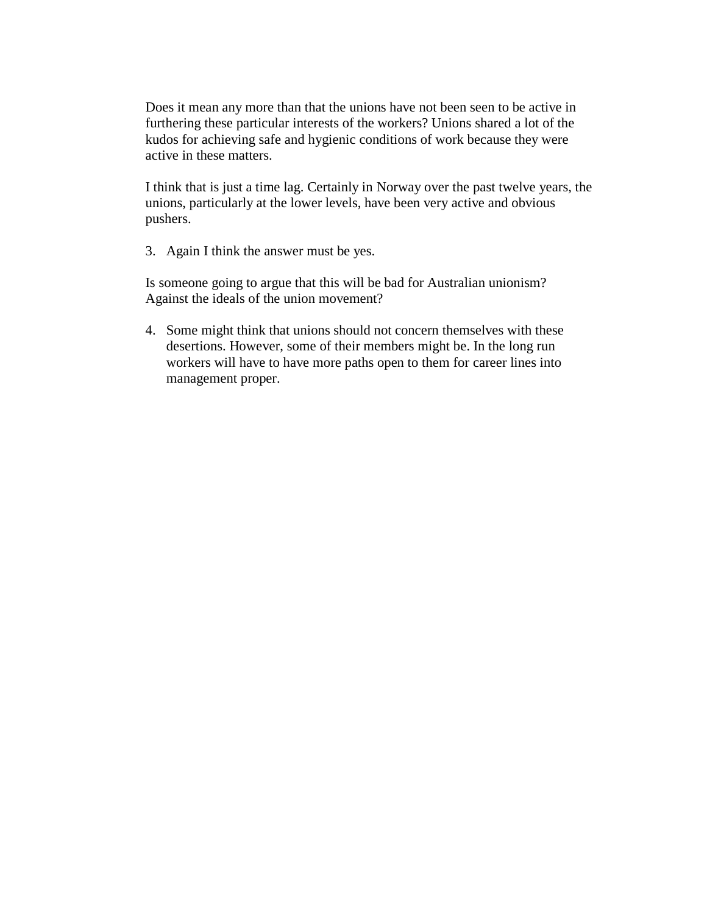Does it mean any more than that the unions have not been seen to be active in furthering these particular interests of the workers? Unions shared a lot of the kudos for achieving safe and hygienic conditions of work because they were active in these matters.

I think that is just a time lag. Certainly in Norway over the past twelve years, the unions, particularly at the lower levels, have been very active and obvious pushers.

3. Again I think the answer must be yes.

Is someone going to argue that this will be bad for Australian unionism? Against the ideals of the union movement?

4. Some might think that unions should not concern themselves with these desertions. However, some of their members might be. In the long run workers will have to have more paths open to them for career lines into management proper.